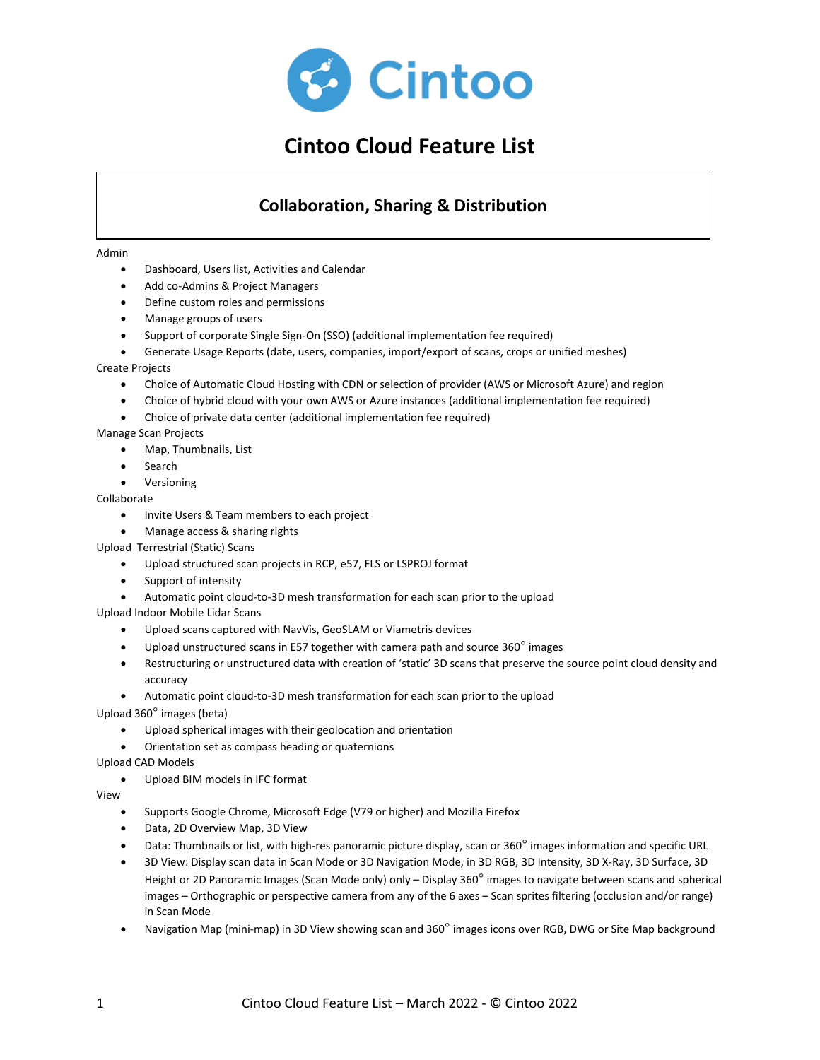# Cintoo Cloud Feature List

## Collaboration, Sharing & Distribution

Admin

- Dashboard, Users list, Activities and Calendar
- Add co-Admins & Project Managers
- Define custom roles and permissions
- Manage groups of users
- Support of corporate Single Sign-On (SSO) (additional implementation fee required)
- Generate Usage Reports (date, users, companies, import/export of scans, crops or unified meshes)

Create Projects

- Choice of Automatic Cloud Hosting with CDN or selection of provider (AWS or Microsoft Azure) and region
- Choice of hybrid cloud with your own AWS or Azure instances (additional implementation fee required)
- Choice of private data center (additional implementation fee required)

Manage Scan Projects

- Map, Thumbnails, List
- Search
- Versioning

Collaborate

- Invite Users & Team members to each project
- Manage access & sharing rights

Upload Terrestrial (Static) Scans

- Upload structured scan projects in RCP, e57, FLS or LSPROJ format
- Support of intensity
- Automatic point cloud-to-3D mesh transformation for each scan prior to the upload

Upload Indoor Mobile Lidar Scans

- Upload scans captured with NavVis, GeoSLAM or Viametris devices
- Upload unstructured scans in E57 together with camera path and source 360° images
- Restructuring or unstructured data with creation of 'static' 3D scans that preserve the source point cloud density and accuracy
- Automatic point cloud-to-3D mesh transformation for each scan prior to the upload

Upload 360° images (beta)

- Upload spherical images with their geolocation and orientation
- Orientation set as compass heading or quaternions

Upload CAD Models

- Upload BIM models in IFC format

View

- Supports Google Chrome, Microsoft Edge (V79 or higher) and Mozilla Firefox
- Data, 2D Overview Map, 3D View
- Data: Thumbnails or list, with high-res panoramic picture display, scan or 360° images information and specific URL
- 3D View: Display scan data in Scan Mode or 3D Navigation Mode, in 3D RGB, 3D Intensity, 3D X-Ray, 3D Surface, 3D Height or 2D Panoramic Images (Scan Mode only) only – Display 360° images to navigate between scans and spherical images – Orthographic or perspective camera from any of the 6 axes – Scan sprites filtering (occlusion and/or range) in Scan Mode
- Navigation Map (mini-map) in 3D View showing scan and 360° images icons over RGB, DWG or Site Map background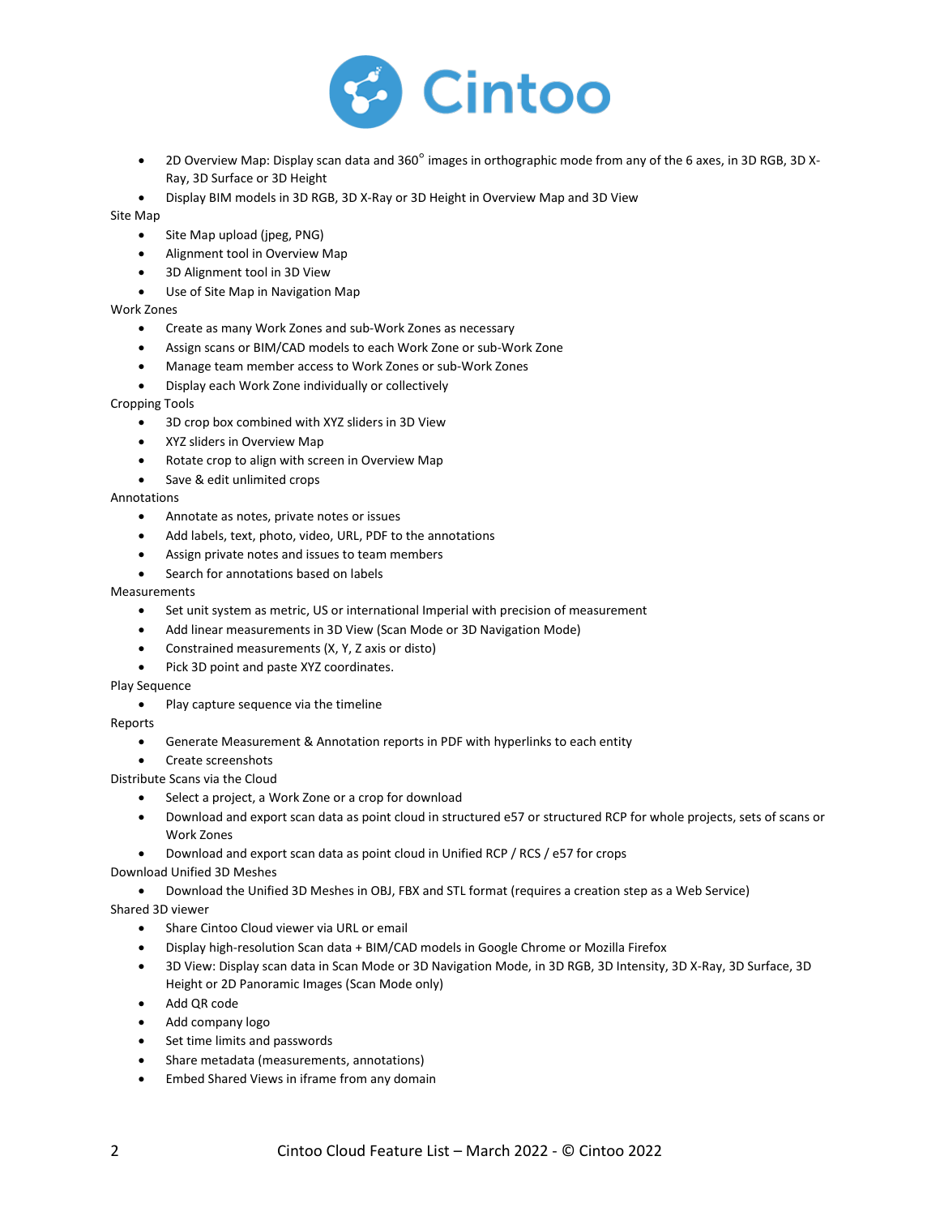- 2D Overview Map: Display scan data and 360° images in orthographic mode from any of the 6 axes, in 3D RGB, 3D X-Ray, 3D Surface or 3D Height
- Display BIM models in 3D RGB, 3D X-Ray or 3D Height in Overview Map and 3D View

Site Map

- Site Map upload (jpeg, PNG)
- Alignment tool in Overview Map
- 3D Alignment tool in 3D View
- Use of Site Map in Navigation Map

Work Zones

- Create as many Work Zones and sub-Work Zones as necessary
- Assign scans or BIM/CAD models to each Work Zone or sub-Work Zone
- Manage team member access to Work Zones or sub-Work Zones
- Display each Work Zone individually or collectively

Cropping Tools

- 3D crop box combined with XYZ sliders in 3D View
- XYZ sliders in Overview Map
- Rotate crop to align with screen in Overview Map
- Save & edit unlimited crops

Annotations

- Annotate as notes, private notes or issues
- Add labels, text, photo, video, URL, PDF to the annotations
- Assign private notes and issues to team members
- Search for annotations based on labels

Measurements

- Set unit system as metric, US or international Imperial with precision of measurement
- Add linear measurements in 3D View (Scan Mode or 3D Navigation Mode)
- Constrained measurements (X, Y, Z axis or disto)
- Pick 3D point and paste XYZ coordinates.

Play Sequence

- Play capture sequence via the timeline

Reports

- Generate Measurement & Annotation reports in PDF with hyperlinks to each entity
- Create screenshots

Distribute Scans via the Cloud

- Select a project, a Work Zone or a crop for download
- Download and export scan data as point cloud in structured e57 or structured RCP for whole projects, sets of scans or Work Zones
- Download and export scan data as point cloud in Unified RCP / RCS / e57 for crops

Download Unified 3D Meshes

- Download the Unified 3D Meshes in OBJ, FBX and STL format (requires a creation step as a Web Service)

Shared 3D viewer

- Share Cintoo Cloud viewer via URL or email
- Display high-resolution Scan data + BIM/CAD models in Google Chrome or Mozilla Firefox
- 3D View: Display scan data in Scan Mode or 3D Navigation Mode, in 3D RGB, 3D Intensity, 3D X-Ray, 3D Surface, 3D Height or 2D Panoramic Images (Scan Mode only)
- Add QR code
- Add company logo
- Set time limits and passwords
- Share metadata (measurements, annotations)
- Embed Shared Views in iframe from any domain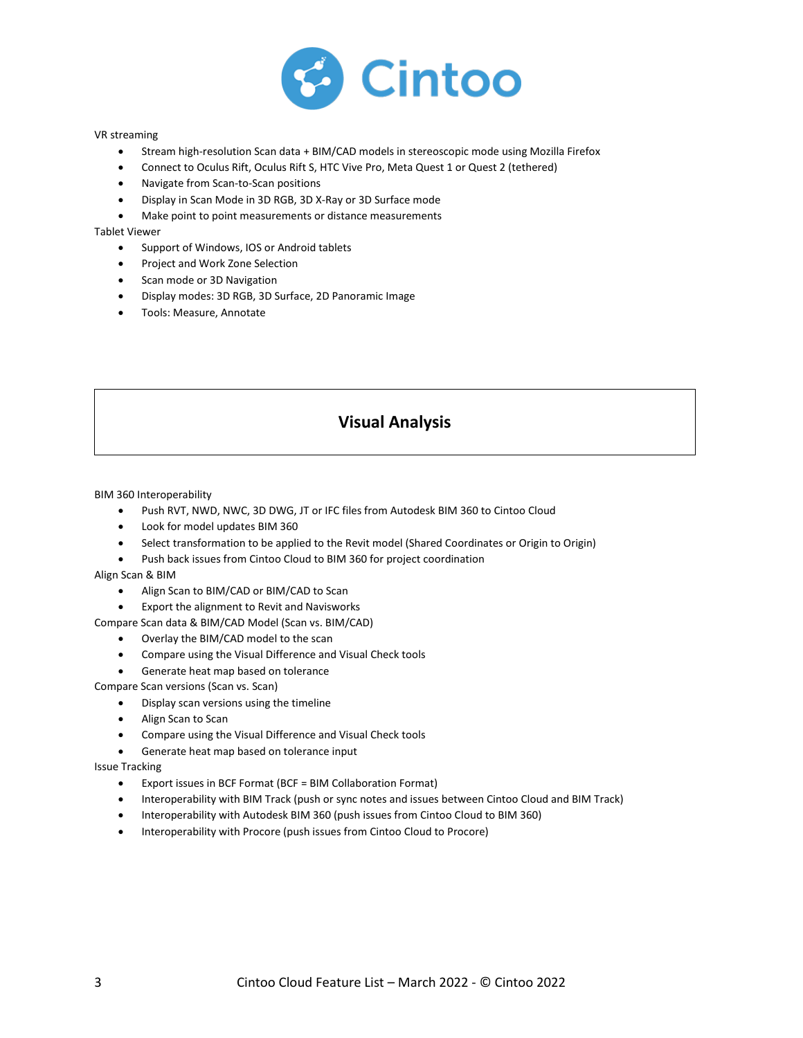VR streaming

- Stream high-resolution Scan data + BIM/CAD models in stereoscopic mode using Mozilla Firefox
- Connect to Oculus Rift, Oculus Rift S, HTC Vive Pro, Meta Quest 1 or Quest 2 (tethered)
- Navigate from Scan-to-Scan positions
- Display in Scan Mode in 3D RGB, 3D X-Ray or 3D Surface mode
- Make point to point measurements or distance measurements

Tablet Viewer

- Support of Windows, IOS or Android tablets
- Project and Work Zone Selection
- Scan mode or 3D Navigation
- Display modes: 3D RGB, 3D Surface, 2D Panoramic Image
- Tools: Measure, Annotate

## Visual Analysis

BIM 360 Interoperability

- Push RVT, NWD, NWC, 3D DWG, JT or IFC files from Autodesk BIM 360 to Cintoo Cloud
- Look for model updates BIM 360
- Select transformation to be applied to the Revit model (Shared Coordinates or Origin to Origin)
- Push back issues from Cintoo Cloud to BIM 360 for project coordination

Align Scan & BIM

- Align Scan to BIM/CAD or BIM/CAD to Scan
- Export the alignment to Revit and Navisworks

Compare Scan data & BIM/CAD Model (Scan vs. BIM/CAD)

- Overlay the BIM/CAD model to the scan
- Compare using the Visual Difference and Visual Check tools
- Generate heat map based on tolerance

Compare Scan versions (Scan vs. Scan)

- Display scan versions using the timeline
- Align Scan to Scan
- Compare using the Visual Difference and Visual Check tools
- Generate heat map based on tolerance input

Issue Tracking

- Export issues in BCF Format (BCF = BIM Collaboration Format)
- Interoperability with BIM Track (push or sync notes and issues between Cintoo Cloud and BIM Track)
- Interoperability with Autodesk BIM 360 (push issues from Cintoo Cloud to BIM 360)
- Interoperability with Procore (push issues from Cintoo Cloud to Procore)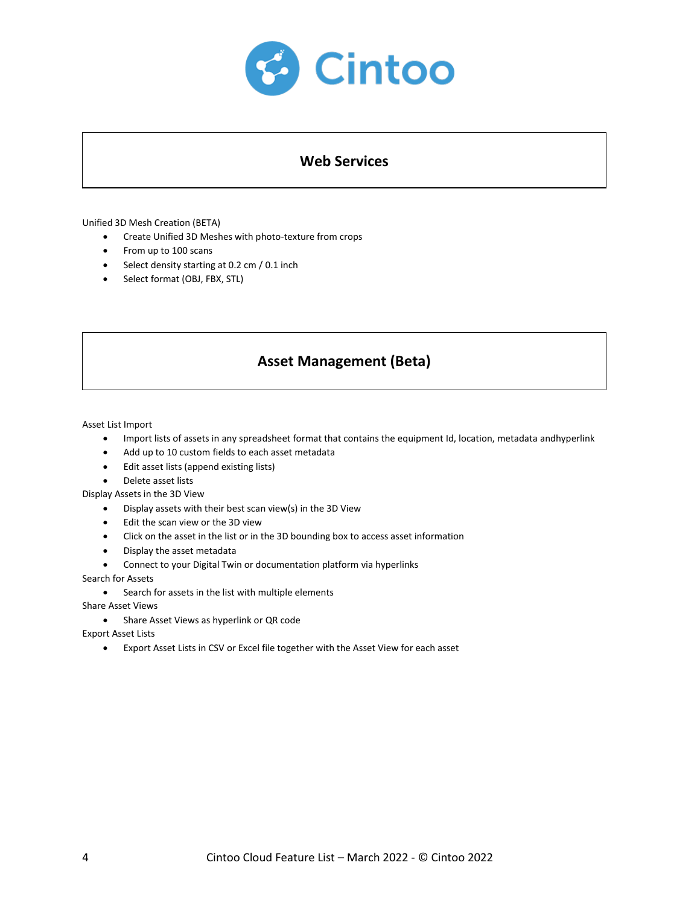# Web Services

Unified 3D Mesh Creation (BETA)

- Create Unified 3D Meshes with photo-texture from crops
- From up to 100 scans
- Select density starting at 0.2 cm / 0.1 inch
- Select format (OBJ, FBX, STL)

# Asset Management (Beta)

Asset List Import

- Import lists of assets in any spreadsheet format that contains the equipment Id, location, metadata andhyperlink
- Add up to 10 custom fields to each asset metadata
- Edit asset lists (append existing lists)
- Delete asset lists

Display Assets in the 3D View

- Display assets with their best scan view(s) in the 3D View
- Edit the scan view or the 3D view
- Click on the asset in the list or in the 3D bounding box to access asset information
- Display the asset metadata
- Connect to your Digital Twin or documentation platform via hyperlinks

Search for Assets

- Search for assets in the list with multiple elements

Share Asset Views

- Share Asset Views as hyperlink or QR code

Export Asset Lists

- Export Asset Lists in CSV or Excel file together with the Asset View for each asset